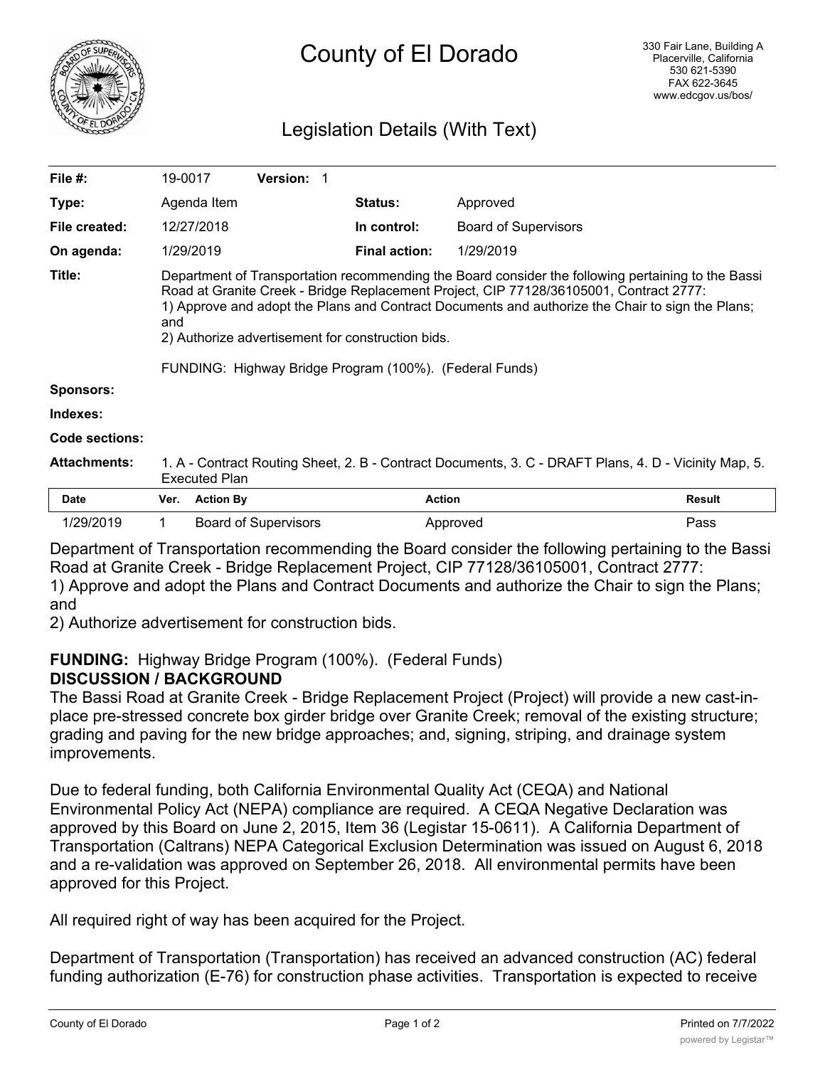# County of El Dorado

330 Fair Lane, Building A
Placerville, California
530 621-5390
FAX 622-3645
www.edcgov.us/bos/

## Legislation Details (With Text)

| | | | |
|---|---|---|---|
| **File #:** | 19-0017 **Version:** 1 | | |
| **Type:** | Agenda Item | **Status:** | Approved |
| **File created:** | 12/27/2018 | **In control:** | Board of Supervisors |
| **On agenda:** | 1/29/2019 | **Final action:** | 1/29/2019 |

**Title:** Department of Transportation recommending the Board consider the following pertaining to the Bassi Road at Granite Creek - Bridge Replacement Project, CIP 77128/36105001, Contract 2777:
1) Approve and adopt the Plans and Contract Documents and authorize the Chair to sign the Plans; and
2) Authorize advertisement for construction bids.

FUNDING: Highway Bridge Program (100%). (Federal Funds)

**Sponsors:**

**Indexes:**

**Code sections:**

**Attachments:** 1. A - Contract Routing Sheet, 2. B - Contract Documents, 3. C - DRAFT Plans, 4. D - Vicinity Map, 5. Executed Plan

| Date | Ver. | Action By | Action | Result |
|---|---|---|---|---|
| 1/29/2019 | 1 | Board of Supervisors | Approved | Pass |

Department of Transportation recommending the Board consider the following pertaining to the Bassi Road at Granite Creek - Bridge Replacement Project, CIP 77128/36105001, Contract 2777:
1) Approve and adopt the Plans and Contract Documents and authorize the Chair to sign the Plans; and
2) Authorize advertisement for construction bids.

**FUNDING:** Highway Bridge Program (100%). (Federal Funds)

**DISCUSSION / BACKGROUND**

The Bassi Road at Granite Creek - Bridge Replacement Project (Project) will provide a new cast-in-place pre-stressed concrete box girder bridge over Granite Creek; removal of the existing structure; grading and paving for the new bridge approaches; and, signing, striping, and drainage system improvements.

Due to federal funding, both California Environmental Quality Act (CEQA) and National Environmental Policy Act (NEPA) compliance are required. A CEQA Negative Declaration was approved by this Board on June 2, 2015, Item 36 (Legistar 15-0611). A California Department of Transportation (Caltrans) NEPA Categorical Exclusion Determination was issued on August 6, 2018 and a re-validation was approved on September 26, 2018. All environmental permits have been approved for this Project.

All required right of way has been acquired for the Project.

Department of Transportation (Transportation) has received an advanced construction (AC) federal funding authorization (E-76) for construction phase activities. Transportation is expected to receive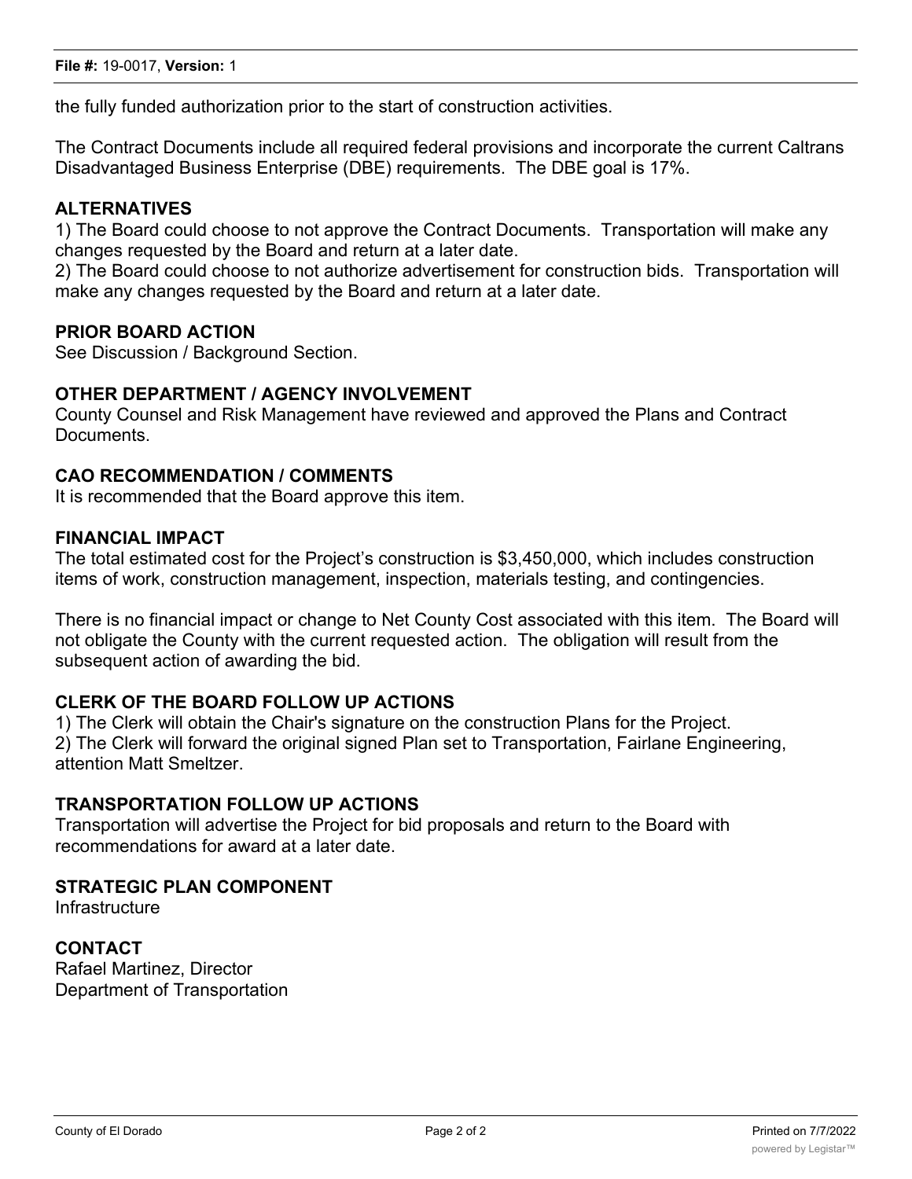the fully funded authorization prior to the start of construction activities.

The Contract Documents include all required federal provisions and incorporate the current Caltrans Disadvantaged Business Enterprise (DBE) requirements. The DBE goal is 17%.

**ALTERNATIVES**

1) The Board could choose to not approve the Contract Documents. Transportation will make any changes requested by the Board and return at a later date.
2) The Board could choose to not authorize advertisement for construction bids. Transportation will make any changes requested by the Board and return at a later date.

**PRIOR BOARD ACTION**

See Discussion / Background Section.

**OTHER DEPARTMENT / AGENCY INVOLVEMENT**

County Counsel and Risk Management have reviewed and approved the Plans and Contract Documents.

**CAO RECOMMENDATION / COMMENTS**

It is recommended that the Board approve this item.

**FINANCIAL IMPACT**

The total estimated cost for the Project's construction is $3,450,000, which includes construction items of work, construction management, inspection, materials testing, and contingencies.

There is no financial impact or change to Net County Cost associated with this item. The Board will not obligate the County with the current requested action. The obligation will result from the subsequent action of awarding the bid.

**CLERK OF THE BOARD FOLLOW UP ACTIONS**

1) The Clerk will obtain the Chair's signature on the construction Plans for the Project.
2) The Clerk will forward the original signed Plan set to Transportation, Fairlane Engineering, attention Matt Smeltzer.

**TRANSPORTATION FOLLOW UP ACTIONS**

Transportation will advertise the Project for bid proposals and return to the Board with recommendations for award at a later date.

**STRATEGIC PLAN COMPONENT**

Infrastructure

**CONTACT**

Rafael Martinez, Director
Department of Transportation